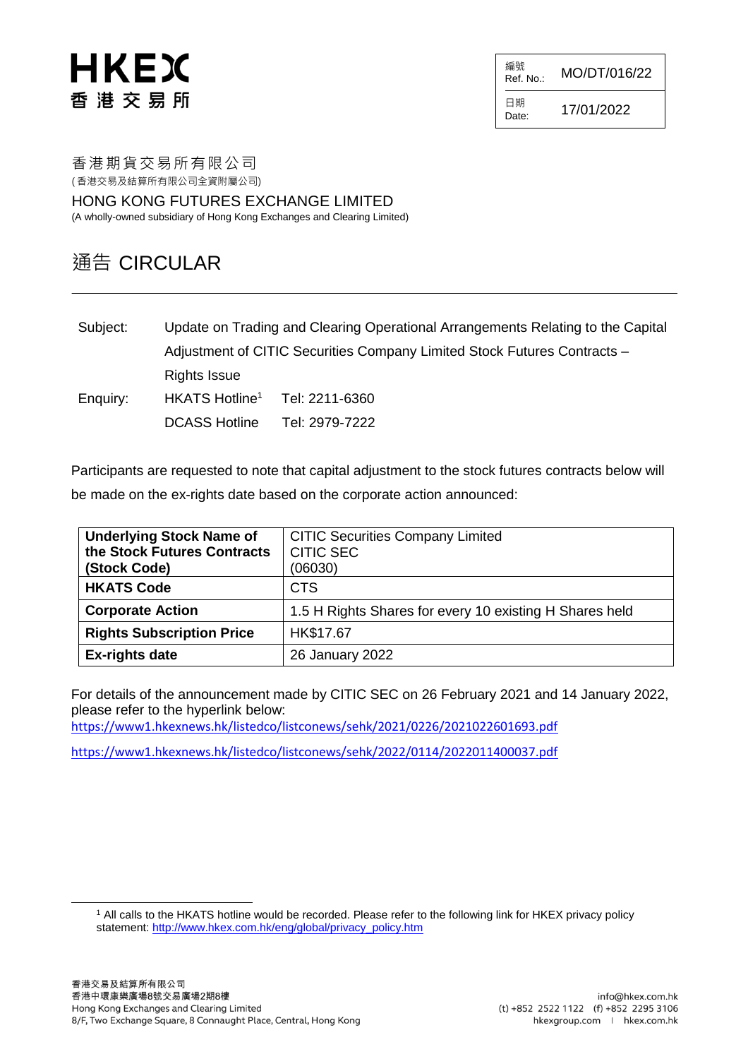HKEX
香 港 交 易 所

| 編號 Ref. No.: | MO/DT/016/22 |
| --- | --- |
| 日期 Date: | 17/01/2022 |

香港期貨交易所有限公司
(香港交易及結算所有限公司全資附屬公司)

HONG KONG FUTURES EXCHANGE LIMITED
(A wholly-owned subsidiary of Hong Kong Exchanges and Clearing Limited)

# 通告 CIRCULAR

Subject: Update on Trading and Clearing Operational Arrangements Relating to the Capital Adjustment of CITIC Securities Company Limited Stock Futures Contracts – Rights Issue

Enquiry: HKATS Hotline[1] Tel: 2211-6360
DCASS Hotline Tel: 2979-7222

Participants are requested to note that capital adjustment to the stock futures contracts below will be made on the ex-rights date based on the corporate action announced:

| **Underlying Stock Name of the Stock Futures Contracts (Stock Code)** | CITIC Securities Company Limited<br>CITIC SEC<br>(06030) |
| --- | --- |
| **HKATS Code** | CTS |
| **Corporate Action** | 1.5 H Rights Shares for every 10 existing H Shares held |
| **Rights Subscription Price** | HK$17.67 |
| **Ex-rights date** | 26 January 2022 |

For details of the announcement made by CITIC SEC on 26 February 2021 and 14 January 2022, please refer to the hyperlink below:
https://www1.hkexnews.hk/listedco/listconews/sehk/2021/0226/2021022601693.pdf

https://www1.hkexnews.hk/listedco/listconews/sehk/2022/0114/2022011400037.pdf

[1] All calls to the HKATS hotline would be recorded. Please refer to the following link for HKEX privacy policy statement: http://www.hkex.com.hk/eng/global/privacy_policy.htm

香港交易及結算所有限公司
香港中環康樂廣場8號交易廣場2期8樓
Hong Kong Exchanges and Clearing Limited
8/F, Two Exchange Square, 8 Connaught Place, Central, Hong Kong

info@hkex.com.hk
(t) +852 2522 1122 (f) +852 2295 3106
hkexgroup.com | hkex.com.hk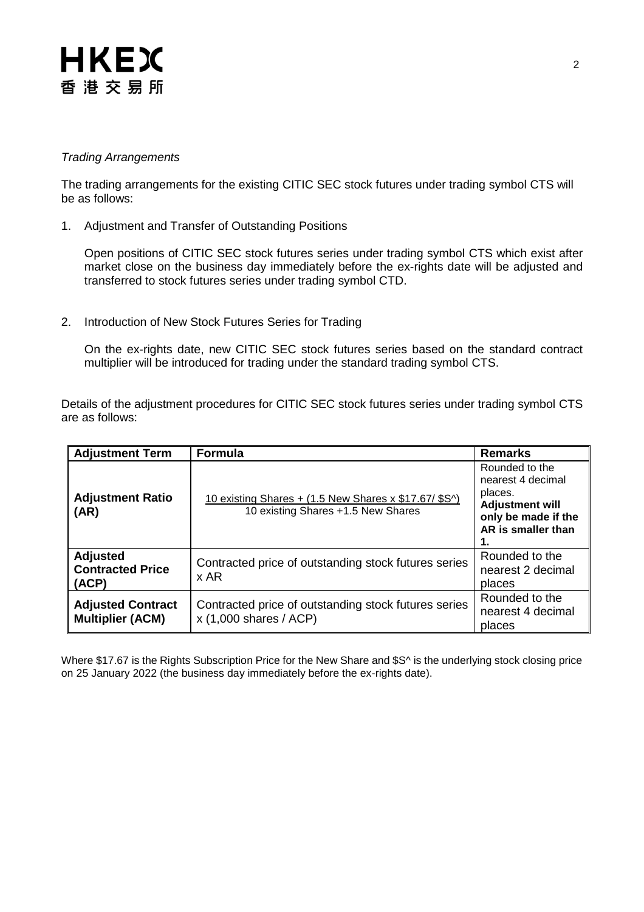*Trading Arrangements*

The trading arrangements for the existing CITIC SEC stock futures under trading symbol CTS will be as follows:

1. Adjustment and Transfer of Outstanding Positions

   Open positions of CITIC SEC stock futures series under trading symbol CTS which exist after market close on the business day immediately before the ex-rights date will be adjusted and transferred to stock futures series under trading symbol CTD.

2. Introduction of New Stock Futures Series for Trading

   On the ex-rights date, new CITIC SEC stock futures series based on the standard contract multiplier will be introduced for trading under the standard trading symbol CTS.

Details of the adjustment procedures for CITIC SEC stock futures series under trading symbol CTS are as follows:

| Adjustment Term | Formula | Remarks |
|---|---|---|
| **Adjustment Ratio (AR)** | $\frac{\text{10 existing Shares + (1.5 New Shares x \$17.67/ \$S\^{})}}{\text{10 existing Shares +1.5 New Shares}}$ | Rounded to the nearest 4 decimal places. **Adjustment will only be made if the AR is smaller than 1.** |
| **Adjusted Contracted Price (ACP)** | Contracted price of outstanding stock futures series x AR | Rounded to the nearest 2 decimal places |
| **Adjusted Contract Multiplier (ACM)** | Contracted price of outstanding stock futures series x (1,000 shares / ACP) | Rounded to the nearest 4 decimal places |

Where $17.67 is the Rights Subscription Price for the New Share and $S^ is the underlying stock closing price on 25 January 2022 (the business day immediately before the ex-rights date).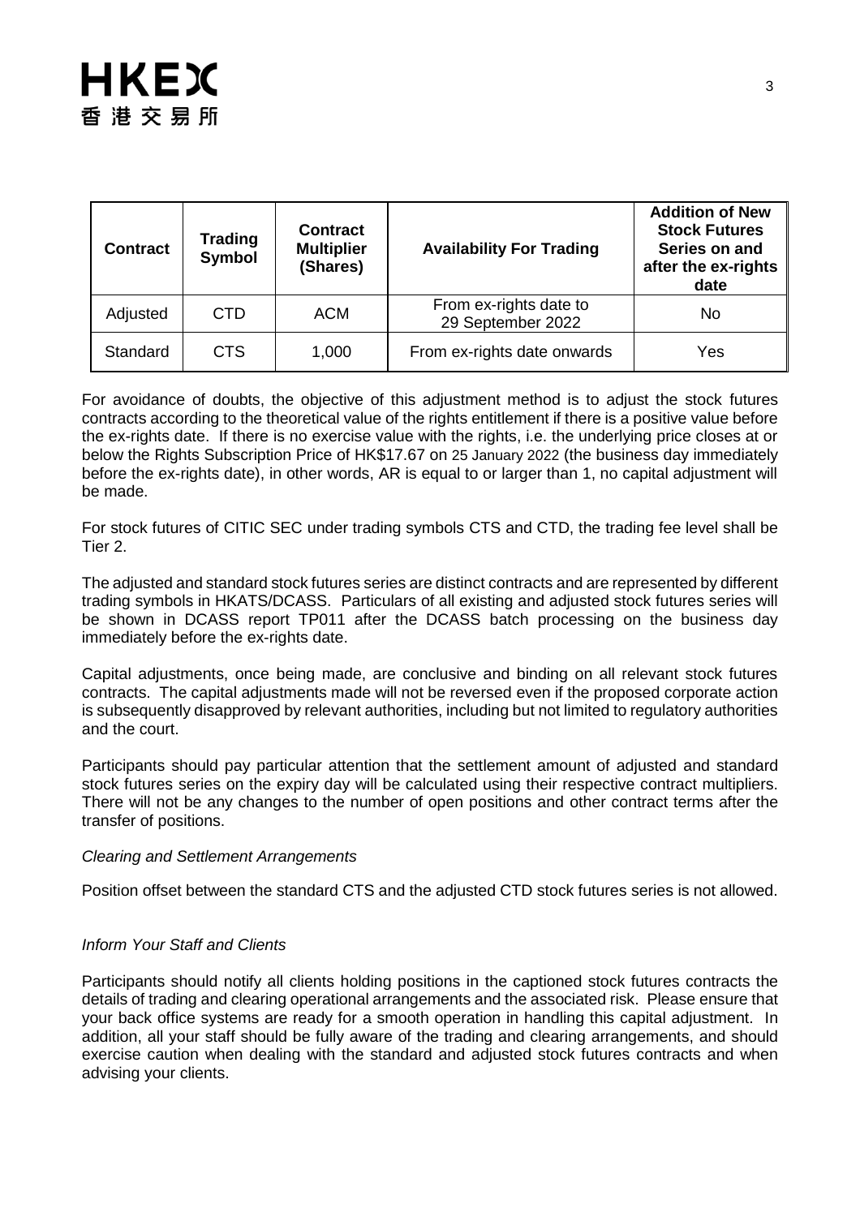| Contract | Trading Symbol | Contract Multiplier (Shares) | Availability For Trading | Addition of New Stock Futures Series on and after the ex-rights date |
|---|---|---|---|---|
| Adjusted | CTD | ACM | From ex-rights date to 29 September 2022 | No |
| Standard | CTS | 1,000 | From ex-rights date onwards | Yes |

For avoidance of doubts, the objective of this adjustment method is to adjust the stock futures contracts according to the theoretical value of the rights entitlement if there is a positive value before the ex-rights date. If there is no exercise value with the rights, i.e. the underlying price closes at or below the Rights Subscription Price of HK$17.67 on 25 January 2022 (the business day immediately before the ex-rights date), in other words, AR is equal to or larger than 1, no capital adjustment will be made.

For stock futures of CITIC SEC under trading symbols CTS and CTD, the trading fee level shall be Tier 2.

The adjusted and standard stock futures series are distinct contracts and are represented by different trading symbols in HKATS/DCASS. Particulars of all existing and adjusted stock futures series will be shown in DCASS report TP011 after the DCASS batch processing on the business day immediately before the ex-rights date.

Capital adjustments, once being made, are conclusive and binding on all relevant stock futures contracts. The capital adjustments made will not be reversed even if the proposed corporate action is subsequently disapproved by relevant authorities, including but not limited to regulatory authorities and the court.

Participants should pay particular attention that the settlement amount of adjusted and standard stock futures series on the expiry day will be calculated using their respective contract multipliers. There will not be any changes to the number of open positions and other contract terms after the transfer of positions.

*Clearing and Settlement Arrangements*

Position offset between the standard CTS and the adjusted CTD stock futures series is not allowed.

*Inform Your Staff and Clients*

Participants should notify all clients holding positions in the captioned stock futures contracts the details of trading and clearing operational arrangements and the associated risk. Please ensure that your back office systems are ready for a smooth operation in handling this capital adjustment. In addition, all your staff should be fully aware of the trading and clearing arrangements, and should exercise caution when dealing with the standard and adjusted stock futures contracts and when advising your clients.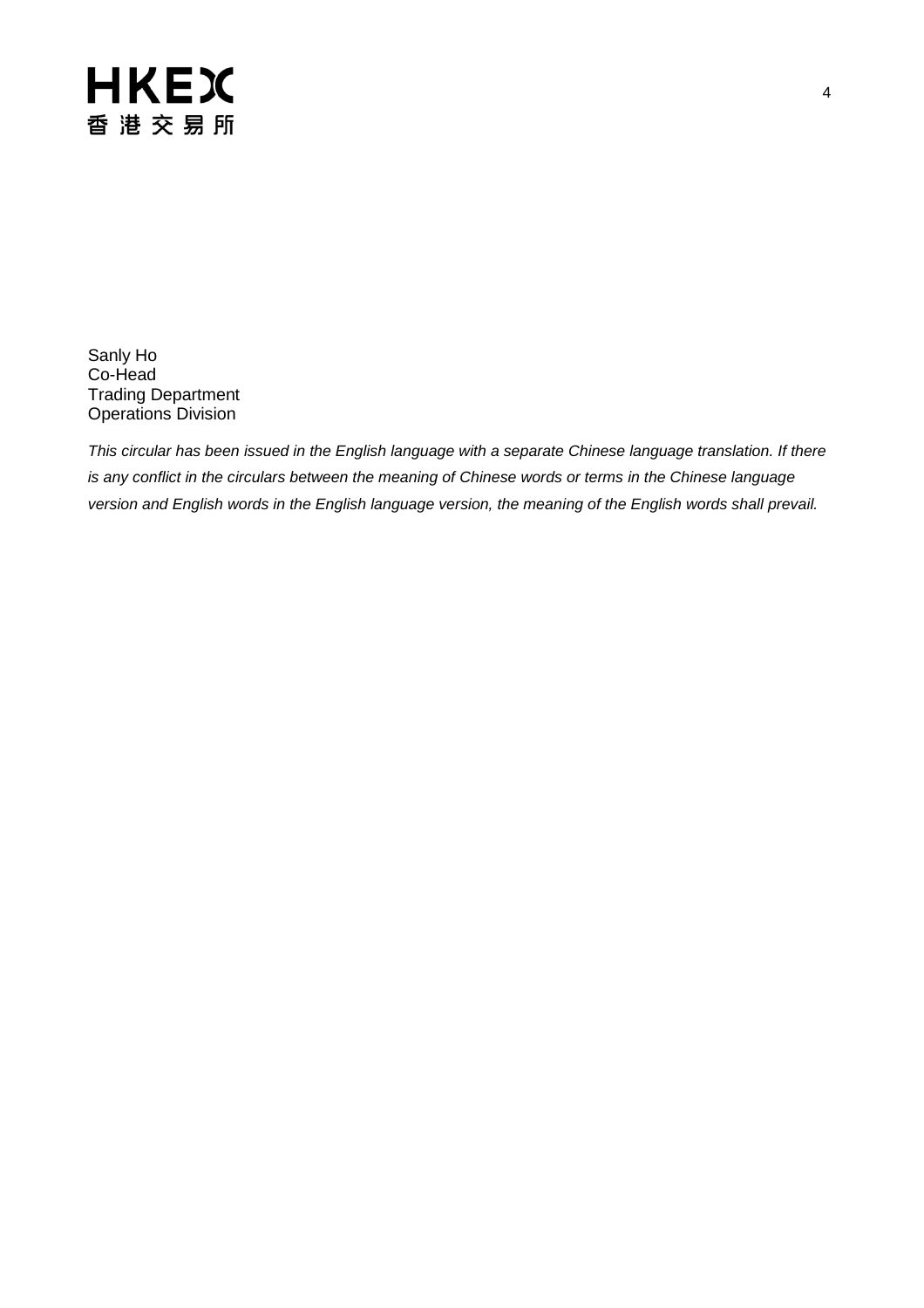Sanly Ho
Co-Head
Trading Department
Operations Division

*This circular has been issued in the English language with a separate Chinese language translation. If there is any conflict in the circulars between the meaning of Chinese words or terms in the Chinese language version and English words in the English language version, the meaning of the English words shall prevail.*